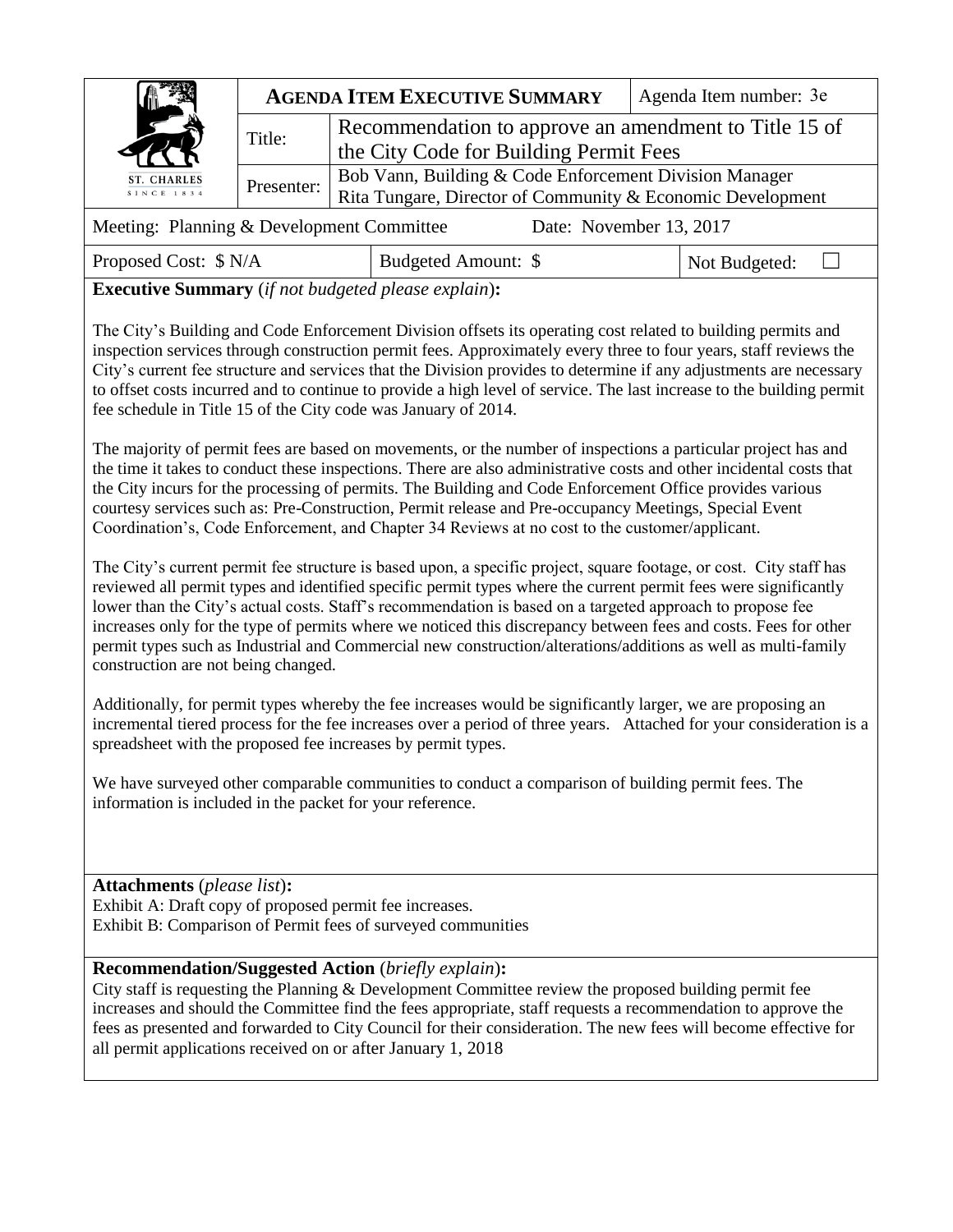| ST. CHARLES SINCE 1834 | **AGENDA ITEM EXECUTIVE SUMMARY** | | Agenda Item number: 3e |
|---|---|---|---|
| | Title: | Recommendation to approve an amendment to Title 15 of the City Code for Building Permit Fees | |
| | Presenter: | Bob Vann, Building & Code Enforcement Division Manager<br>Rita Tungare, Director of Community & Economic Development | |

| Meeting: Planning & Development Committee | | Date: November 13, 2017 |
|---|---|---|
| Proposed Cost: $ N/A | Budgeted Amount: $ | Not Budgeted: ☐ |

**Executive Summary** (*if not budgeted please explain*)**:**

The City's Building and Code Enforcement Division offsets its operating cost related to building permits and inspection services through construction permit fees. Approximately every three to four years, staff reviews the City's current fee structure and services that the Division provides to determine if any adjustments are necessary to offset costs incurred and to continue to provide a high level of service. The last increase to the building permit fee schedule in Title 15 of the City code was January of 2014.

The majority of permit fees are based on movements, or the number of inspections a particular project has and the time it takes to conduct these inspections. There are also administrative costs and other incidental costs that the City incurs for the processing of permits. The Building and Code Enforcement Office provides various courtesy services such as: Pre-Construction, Permit release and Pre-occupancy Meetings, Special Event Coordination's, Code Enforcement, and Chapter 34 Reviews at no cost to the customer/applicant.

The City's current permit fee structure is based upon, a specific project, square footage, or cost. City staff has reviewed all permit types and identified specific permit types where the current permit fees were significantly lower than the City's actual costs. Staff's recommendation is based on a targeted approach to propose fee increases only for the type of permits where we noticed this discrepancy between fees and costs. Fees for other permit types such as Industrial and Commercial new construction/alterations/additions as well as multi-family construction are not being changed.

Additionally, for permit types whereby the fee increases would be significantly larger, we are proposing an incremental tiered process for the fee increases over a period of three years. Attached for your consideration is a spreadsheet with the proposed fee increases by permit types.

We have surveyed other comparable communities to conduct a comparison of building permit fees. The information is included in the packet for your reference.

**Attachments** (*please list*)**:**

Exhibit A: Draft copy of proposed permit fee increases.
Exhibit B: Comparison of Permit fees of surveyed communities

**Recommendation/Suggested Action** (*briefly explain*)**:**

City staff is requesting the Planning & Development Committee review the proposed building permit fee increases and should the Committee find the fees appropriate, staff requests a recommendation to approve the fees as presented and forwarded to City Council for their consideration. The new fees will become effective for all permit applications received on or after January 1, 2018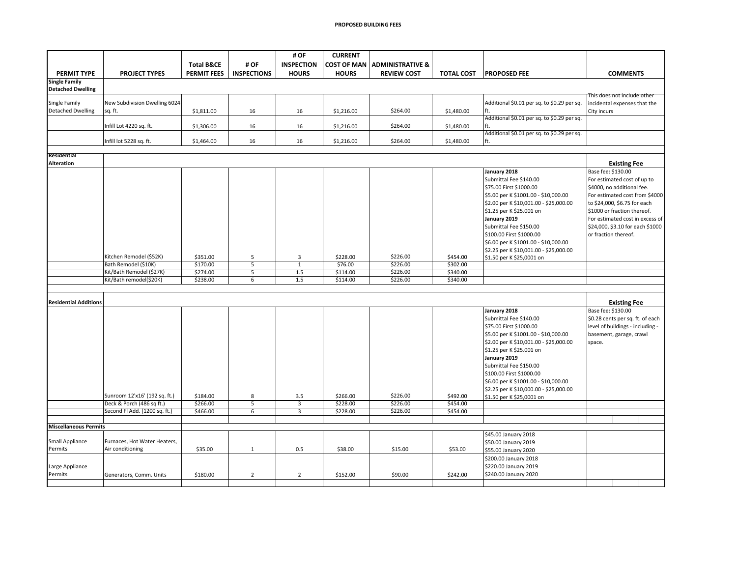**PROPOSED BUILDING FEES**

| PERMIT TYPE | PROJECT TYPES | Total B&CE PERMIT FEES | # OF INSPECTIONS | # OF INSPECTION HOURS | CURRENT COST OF MAN HOURS | ADMINISTRATIVE & REVIEW COST | TOTAL COST | PROPOSED FEE | COMMENTS |
|---|---|---|---|---|---|---|---|---|---|
| **Single Family Detached Dwelling** | | | | | | | | | |
| Single Family Detached Dwelling | New Subdivision Dwelling 6024 sq. ft. | $1,811.00 | 16 | 16 | $1,216.00 | $264.00 | $1,480.00 | Additional $0.01 per sq. to $0.29 per sq. ft. | This does not include other incidental expenses that the City incurs |
| | Infill Lot 4220 sq. ft. | $1,306.00 | 16 | 16 | $1,216.00 | $264.00 | $1,480.00 | Additional $0.01 per sq. to $0.29 per sq. ft. | |
| | Infill lot 5228 sq. ft. | $1,464.00 | 16 | 16 | $1,216.00 | $264.00 | $1,480.00 | Additional $0.01 per sq. to $0.29 per sq. ft. | |
| **Residential Alteration** | | | | | | | | | **Existing Fee** |
| | Kitchen Remodel ($52K) | $351.00 | 5 | 3 | $228.00 | $226.00 | $454.00 | **January 2018**<br>Submittal Fee $140.00<br>$75.00 First $1000.00<br>$5.00 per K $1001.00 - $10,000.00<br>$2.00 per K $10,001.00 - $25,000.00<br>$1.25 per K $25.001 on<br>**January 2019**<br>Submittal Fee $150.00<br>$100.00 First $1000.00<br>$6.00 per K $1001.00 - $10,000.00<br>$2.25 per K $10,001.00 - $25,000.00<br>$1.50 per K $25,0001 on | Base fee: $130.00<br>For estimated cost of up to $4000, no additional fee.<br>For estimated cost from $4000 to $24,000, $6.75 for each $1000 or fraction thereof.<br>For estimated cost in excess of $24,000, $3.10 for each $1000 or fraction thereof. |
| | Bath Remodel ($10K) | $170.00 | 5 | 1 | $76.00 | $226.00 | $302.00 | | |
| | Kit/Bath Remodel ($27K) | $274.00 | 5 | 1.5 | $114.00 | $226.00 | $340.00 | | |
| | Kit/Bath remodel($20K) | $238.00 | 6 | 1.5 | $114.00 | $226.00 | $340.00 | | |
| **Residential Additions** | | | | | | | | | **Existing Fee** |
| | Sunroom 12'x16' (192 sq. ft.) | $184.00 | 8 | 3.5 | $266.00 | $226.00 | $492.00 | **January 2018**<br>Submittal Fee $140.00<br>$75.00 First $1000.00<br>$5.00 per K $1001.00 - $10,000.00<br>$2.00 per K $10,001.00 - $25,000.00<br>$1.25 per K $25.001 on<br>**January 2019**<br>Submittal Fee $150.00<br>$100.00 First $1000.00<br>$6.00 per K $1001.00 - $10,000.00<br>$2.25 per K $10,000.00 - $25,000.00<br>$1.50 per K $25,0001 on | Base fee: $130.00<br>$0.28 cents per sq. ft. of each level of buildings - including - basement, garage, crawl space. |
| | Deck & Porch (486 sq ft.) | $266.00 | 5 | 3 | $228.00 | $226.00 | $454.00 | | |
| | Second Fl Add. (1200 sq. ft.) | $466.00 | 6 | 3 | $228.00 | $226.00 | $454.00 | | |
| **Miscellaneous Permits** | | | | | | | | | |
| Small Appliance Permits | Furnaces, Hot Water Heaters, Air conditioning | $35.00 | 1 | 0.5 | $38.00 | $15.00 | $53.00 | $45.00 January 2018<br>$50.00 January 2019<br>$55.00 January 2020 | |
| Large Appliance Permits | Generators, Comm. Units | $180.00 | 2 | 2 | $152.00 | $90.00 | $242.00 | $200.00 January 2018<br>$220.00 January 2019<br>$240.00 January 2020 | |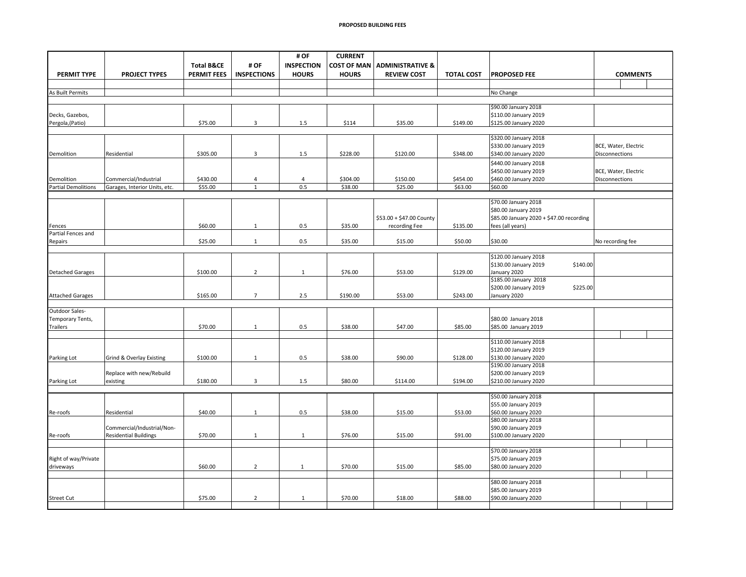**PROPOSED BUILDING FEES**

| PERMIT TYPE | PROJECT TYPES | Total B&CE PERMIT FEES | # OF INSPECTIONS | # OF INSPECTION HOURS | CURRENT COST OF MAN HOURS | ADMINISTRATIVE & REVIEW COST | TOTAL COST | PROPOSED FEE | COMMENTS |
|---|---|---|---|---|---|---|---|---|---|
| As Built Permits | | | | | | | | No Change | |
| Decks, Gazebos, Pergola,(Patio) | | $75.00 | 3 | 1.5 | $114 | $35.00 | $149.00 | $90.00 January 2018<br>$110.00 January 2019<br>$125.00 January 2020 | |
| Demolition | Residential | $305.00 | 3 | 1.5 | $228.00 | $120.00 | $348.00 | $320.00 January 2018<br>$330.00 January 2019<br>$340.00 January 2020 | BCE, Water, Electric Disconnections |
| Demolition | Commercial/Industrial | $430.00 | 4 | 4 | $304.00 | $150.00 | $454.00 | $440.00 January 2018<br>$450.00 January 2019<br>$460.00 January 2020 | BCE, Water, Electric Disconnections |
| Partial Demolitions | Garages, Interior Units, etc. | $55.00 | 1 | 0.5 | $38.00 | $25.00 | $63.00 | $60.00 | |
| Fences | | $60.00 | 1 | 0.5 | $35.00 | $53.00 + $47.00 County recording Fee | $135.00 | $70.00 January 2018<br>$80.00 January 2019<br>$85.00 January 2020 + $47.00 recording fees (all years) | |
| Partial Fences and Repairs | | $25.00 | 1 | 0.5 | $35.00 | $15.00 | $50.00 | $30.00 | No recording fee |
| Detached Garages | | $100.00 | 2 | 1 | $76.00 | $53.00 | $129.00 | $120.00 January 2018<br>$130.00 January 2019<br>$140.00 January 2020 | |
| Attached Garages | | $165.00 | 7 | 2.5 | $190.00 | $53.00 | $243.00 | $185.00 January 2018<br>$200.00 January 2019<br>$225.00 January 2020 | |
| Outdoor Sales-Temporary Tents, Trailers | | $70.00 | 1 | 0.5 | $38.00 | $47.00 | $85.00 | $80.00 January 2018<br>$85.00 January 2019 | |
| Parking Lot | Grind & Overlay Existing | $100.00 | 1 | 0.5 | $38.00 | $90.00 | $128.00 | $110.00 January 2018<br>$120.00 January 2019<br>$130.00 January 2020 | |
| Parking Lot | Replace with new/Rebuild existing | $180.00 | 3 | 1.5 | $80.00 | $114.00 | $194.00 | $190.00 January 2018<br>$200.00 January 2019<br>$210.00 January 2020 | |
| Re-roofs | Residential | $40.00 | 1 | 0.5 | $38.00 | $15.00 | $53.00 | $50.00 January 2018<br>$55.00 January 2019<br>$60.00 January 2020 | |
| Re-roofs | Commercial/Industrial/Non-Residential Buildings | $70.00 | 1 | 1 | $76.00 | $15.00 | $91.00 | $80.00 January 2018<br>$90.00 January 2019<br>$100.00 January 2020 | |
| Right of way/Private driveways | | $60.00 | 2 | 1 | $70.00 | $15.00 | $85.00 | $70.00 January 2018<br>$75.00 January 2019<br>$80.00 January 2020 | |
| Street Cut | | $75.00 | 2 | 1 | $70.00 | $18.00 | $88.00 | $80.00 January 2018<br>$85.00 January 2019<br>$90.00 January 2020 | |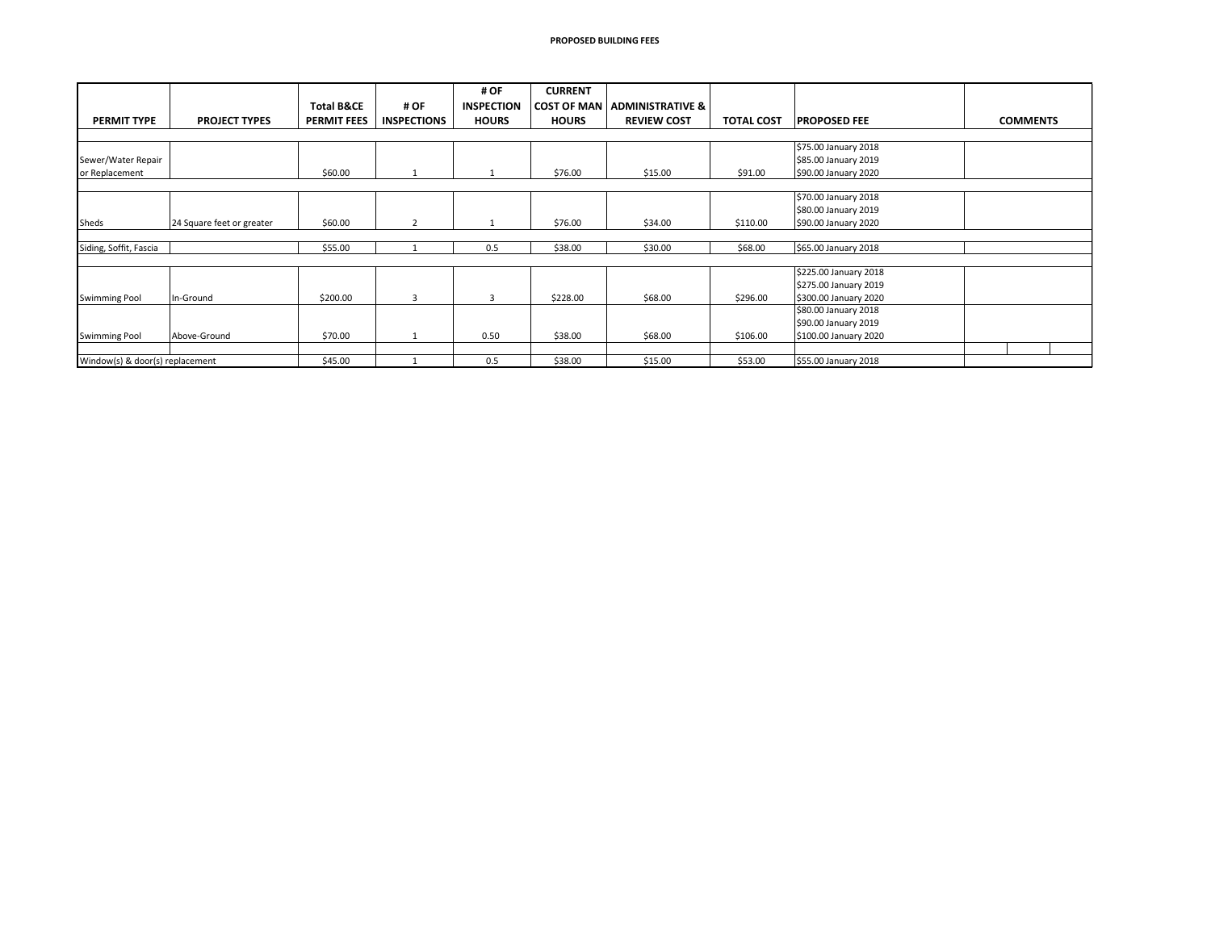**PROPOSED BUILDING FEES**

| PERMIT TYPE | PROJECT TYPES | Total B&CE PERMIT FEES | # OF INSPECTIONS | # OF INSPECTION HOURS | CURRENT COST OF MAN HOURS | ADMINISTRATIVE & REVIEW COST | TOTAL COST | PROPOSED FEE | COMMENTS |
|---|---|---|---|---|---|---|---|---|---|
| Sewer/Water Repair or Replacement | | $60.00 | 1 | 1 | $76.00 | $15.00 | $91.00 | $75.00 January 2018<br>$85.00 January 2019<br>$90.00 January 2020 | |
| Sheds | 24 Square feet or greater | $60.00 | 2 | 1 | $76.00 | $34.00 | $110.00 | $70.00 January 2018<br>$80.00 January 2019<br>$90.00 January 2020 | |
| Siding, Soffit, Fascia | | $55.00 | 1 | 0.5 | $38.00 | $30.00 | $68.00 | $65.00 January 2018 | |
| Swimming Pool | In-Ground | $200.00 | 3 | 3 | $228.00 | $68.00 | $296.00 | $225.00 January 2018<br>$275.00 January 2019<br>$300.00 January 2020 | |
| Swimming Pool | Above-Ground | $70.00 | 1 | 0.50 | $38.00 | $68.00 | $106.00 | $80.00 January 2018<br>$90.00 January 2019<br>$100.00 January 2020 | |
| Window(s) & door(s) replacement | | $45.00 | 1 | 0.5 | $38.00 | $15.00 | $53.00 | $55.00 January 2018 | |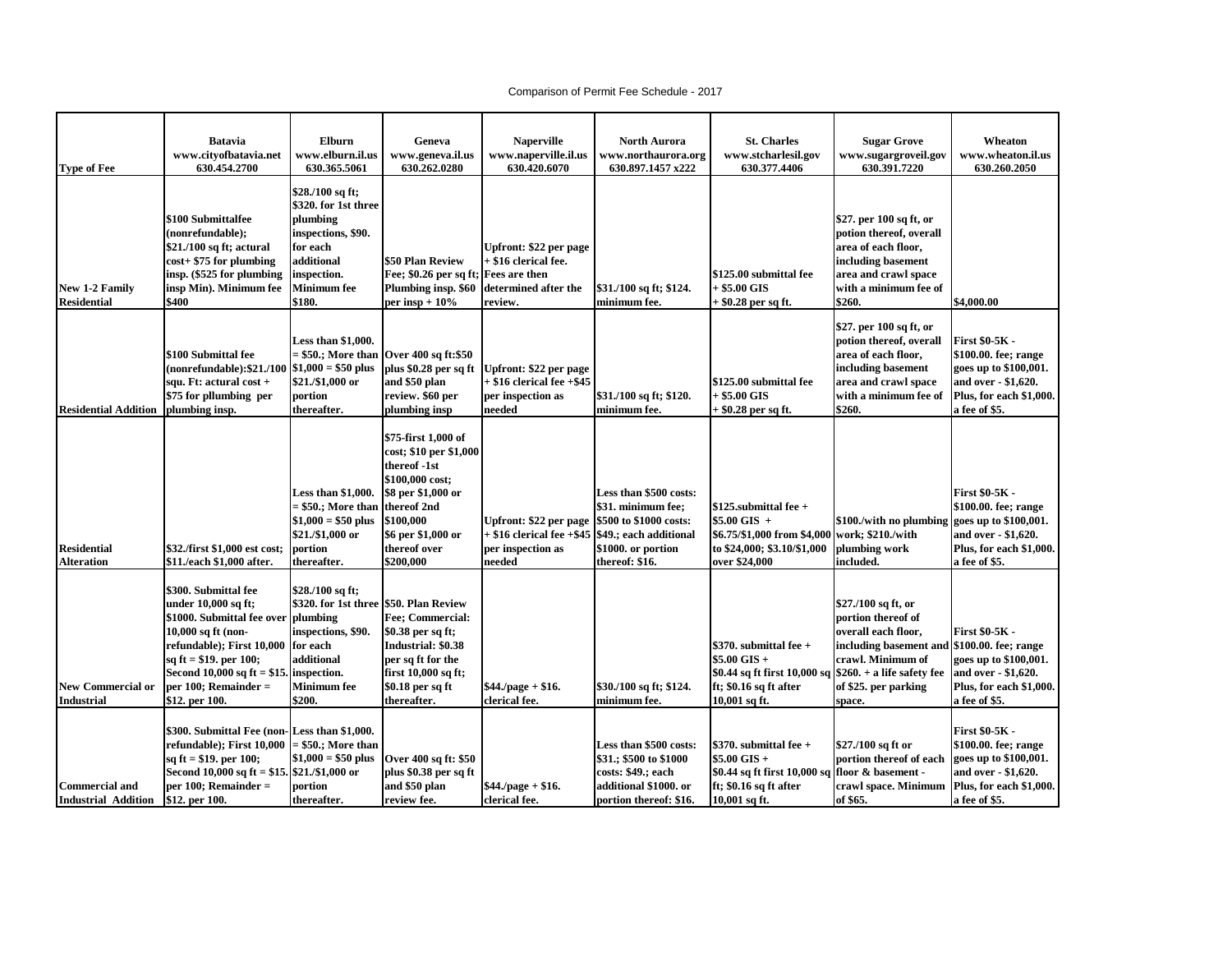Comparison of Permit Fee Schedule - 2017

| Type of Fee | Batavia www.cityofbatavia.net 630.454.2700 | Elburn www.elburn.il.us 630.365.5061 | Geneva www.geneva.il.us 630.262.0280 | Naperville www.naperville.il.us 630.420.6070 | North Aurora www.northaurora.org 630.897.1457 x222 | St. Charles www.stcharlesil.gov 630.377.4406 | Sugar Grove www.sugargroveil.gov 630.391.7220 | Wheaton www.wheaton.il.us 630.260.2050 |
|---|---|---|---|---|---|---|---|---|
| New 1-2 Family Residential | $100 Submittalfee (nonrefundable); $21./100 sq ft; actural cost+ $75 for plumbing insp. ($525 for plumbing insp Min). Minimum fee $400 | $28./100 sq ft; $320. for 1st three plumbing inspections, $90. for each additional inspection. Minimum fee $180. | $50 Plan Review Fee; $0.26 per sq ft; Plumbing insp. $60 per insp + 10% | Upfront: $22 per page + $16 clerical fee. Fees are then determined after the review. | $31./100 sq ft; $124. minimum fee. | $125.00 submittal fee + $5.00 GIS + $0.28 per sq ft. | $27. per 100 sq ft, or potion thereof, overall area of each floor, including basement area and crawl space with a minimum fee of $260. | $4,000.00 |
| Residential Addition | $100 Submittal fee (nonrefundable):$21./100 squ. Ft: actural cost + $75 for pllumbing per plumbing insp. | Less than $1,000. = $50.; More than $1,000 = $50 plus $21./$1,000 or portion thereafter. | Over 400 sq ft:$50 plus $0.28 per sq ft and $50 plan review. $60 per plumbing insp | Upfront: $22 per page + $16 clerical fee +$45 per inspection as needed | $31./100 sq ft; $120. minimum fee. | $125.00 submittal fee + $5.00 GIS + $0.28 per sq ft. | $27. per 100 sq ft, or potion thereof, overall area of each floor, including basement area and crawl space with a minimum fee of $260. | First $0-5K - $100.00. fee; range goes up to $100,001. and over - $1,620. Plus, for each $1,000. a fee of $5. |
| Residential Alteration | $32./first $1,000 est cost; $11./each $1,000 after. | Less than $1,000. = $50.; More than $1,000 = $50 plus $21./$1,000 or portion thereafter. | $75-first 1,000 of cost; $10 per $1,000 thereof -1st $100,000 cost; $8 per $1,000 or thereof 2nd $100,000 $6 per $1,000 or thereof over $200,000 | Upfront: $22 per page + $16 clerical fee +$45 per inspection as needed | Less than $500 costs: $31. minimum fee; $500 to $1000 costs: $49.; each additional $1000. or portion thereof: $16. | $125.submittal fee + $5.00 GIS + $6.75/$1,000 from $4,000 to $24,000; $3.10/$1,000 over $24,000 | $100./with no plumbing work; $210./with plumbing work included. | First $0-5K - $100.00. fee; range goes up to $100,001. and over - $1,620. Plus, for each $1,000. a fee of $5. |
| New Commercial or Industrial | $300. Submittal fee under 10,000 sq ft; $1000. Submittal fee over 10,000 sq ft (non-refundable); First 10,000 sq ft = $19. per 100; Second 10,000 sq ft = $15. per 100; Remainder = $12. per 100. | $28./100 sq ft; $320. for 1st three plumbing inspections, $90. for each additional inspection. Minimum fee $200. | $50. Plan Review Fee; Commercial: $0.38 per sq ft; Industrial: $0.38 per sq ft for the first 10,000 sq ft; $0.18 per sq ft thereafter. | $44./page + $16. clerical fee. | $30./100 sq ft; $124. minimum fee. | $370. submittal fee + $5.00 GIS + $0.44 sq ft first 10,000 sq ft; $0.16 sq ft after 10,001 sq ft. | $27./100 sq ft, or portion thereof of overall each floor, including basement and crawl. Minimum of $260. + a life safety fee of $25. per parking space. | First $0-5K - $100.00. fee; range goes up to $100,001. and over - $1,620. Plus, for each $1,000. a fee of $5. |
| Commercial and Industrial Addition | $300. Submittal Fee (non-refundable); First 10,000 sq ft = $19. per 100; Second 10,000 sq ft = $15. per 100; Remainder = $12. per 100. | Less than $1,000. = $50.; More than $1,000 = $50 plus $21./$1,000 or portion thereafter. | Over 400 sq ft: $50 plus $0.38 per sq ft and $50 plan review fee. | $44./page + $16. clerical fee. | Less than $500 costs: $31.; $500 to $1000 costs: $49.; each additional $1000. or portion thereof: $16. | $370. submittal fee + $5.00 GIS + $0.44 sq ft first 10,000 sq ft; $0.16 sq ft after 10,001 sq ft. | $27./100 sq ft or portion thereof of each floor & basement - crawl space. Minimum of $65. | First $0-5K - $100.00. fee; range goes up to $100,001. and over - $1,620. Plus, for each $1,000. a fee of $5. |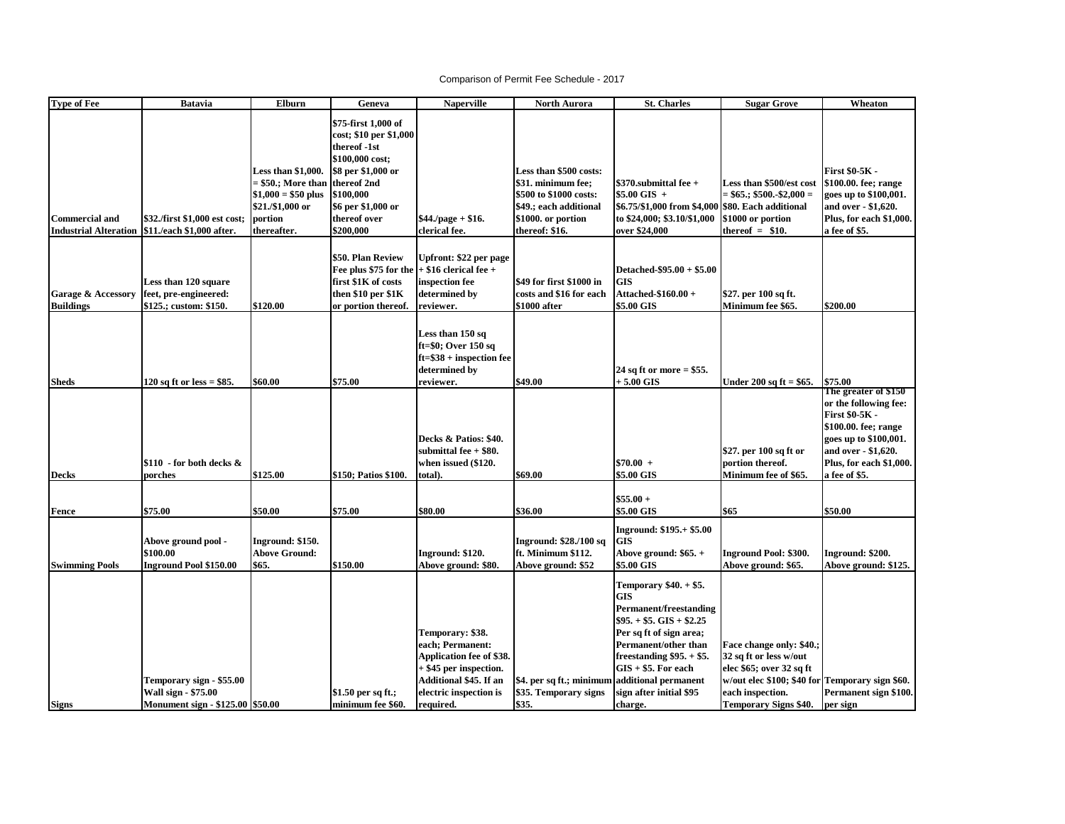Comparison of Permit Fee Schedule - 2017

| Type of Fee | Batavia | Elburn | Geneva | Naperville | North Aurora | St. Charles | Sugar Grove | Wheaton |
|---|---|---|---|---|---|---|---|---|
| Commercial and Industrial Alteration | $32./first $1,000 est cost; $11./each $1,000 after. | Less than $1,000. = $50.; More than $1,000 = $50 plus $21./$1,000 or portion thereafter. | $75-first 1,000 of cost; $10 per $1,000 thereof -1st $100,000 cost; $8 per $1,000 or thereof 2nd $100,000 $6 per $1,000 or thereof over $200,000 | $44./page + $16. clerical fee. | Less than $500 costs: $31. minimum fee; $500 to $1000 costs: $49.; each additional $1000. or portion thereof: $16. | $370.submittal fee + $5.00 GIS + $6.75/$1,000 from $4,000 to $24,000; $3.10/$1,000 over $24,000 | Less than $500/est cost = $65.; $500.-$2,000 = $80. Each additional $1000 or portion thereof = $10. | First $0-5K - $100.00. fee; range goes up to $100,001. and over - $1,620. Plus, for each $1,000. a fee of $5. |
| Garage & Accessory Buildings | Less than 120 square feet, pre-engineered: $125.; custom: $150. | $120.00 | $50. Plan Review Fee plus $75 for the first $1K of costs then $10 per $1K or portion thereof. | Upfront: $22 per page + $16 clerical fee + inspection fee determined by reviewer. | $49 for first $1000 in costs and $16 for each $1000 after | Detached-$95.00 + $5.00 GIS Attached-$160.00 + $5.00 GIS | $27. per 100 sq ft. Minimum fee $65. | $200.00 |
| Sheds | 120 sq ft or less = $85. | $60.00 | $75.00 | Less than 150 sq ft=$0; Over 150 sq ft=$38 + inspection fee determined by reviewer. | $49.00 | 24 sq ft or more = $55. + 5.00 GIS | Under 200 sq ft = $65. | $75.00 |
| Decks | $110 - for both decks & porches | $125.00 | $150; Patios $100. | Decks & Patios: $40. submittal fee + $80. when issued ($120. total). | $69.00 | $70.00 + $5.00 GIS | $27. per 100 sq ft or portion thereof. Minimum fee of $65. | The greater of $150 or the following fee: First $0-5K - $100.00. fee; range goes up to $100,001. and over - $1,620. Plus, for each $1,000. a fee of $5. |
| Fence | $75.00 | $50.00 | $75.00 | $80.00 | $36.00 | $55.00 + $5.00 GIS | $65 | $50.00 |
| Swimming Pools | Above ground pool - $100.00 Inground Pool $150.00 | Inground: $150. Above Ground: $65. | $150.00 | Inground: $120. Above ground: $80. | Inground: $28./100 sq ft. Minimum $112. Above ground: $52 | Inground: $195.+ $5.00 GIS Above ground: $65. + $5.00 GIS | Inground Pool: $300. Above ground: $65. | Inground: $200. Above ground: $125. |
| Signs | Temporary sign - $55.00 Wall sign - $75.00 Monument sign - $125.00 | $50.00 | $1.50 per sq ft.; minimum fee $60. | Temporary: $38. each; Permanent: Application fee of $38. + $45 per inspection. Additional $45. If an electric inspection is required. | $4. per sq ft.; minimum $35. Temporary signs $35. | Temporary $40. + $5. GIS Permanent/freestanding $95. + $5. GIS + $2.25 Per sq ft of sign area; Permanent/other than freestanding $95. + $5. GIS + $5. For each additional permanent sign after initial $95 charge. | Face change only: $40.; 32 sq ft or less w/out elec $65; over 32 sq ft w/out elec $100; $40 for each inspection. Temporary Signs $40. | Temporary sign $60. Permanent sign $100. per sign |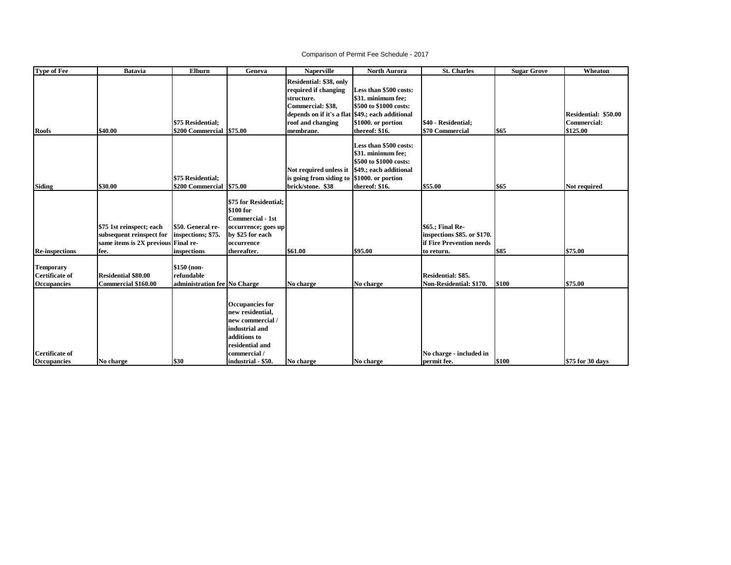Comparison of Permit Fee Schedule - 2017

| Type of Fee | Batavia | Elburn | Geneva | Naperville | North Aurora | St. Charles | Sugar Grove | Wheaton |
|---|---|---|---|---|---|---|---|---|
| Roofs | $40.00 | $75 Residential; $200 Commercial | $75.00 | Residential: $38, only required if changing structure. Commercial: $38, depends on if it's a flat roof and changing membrane. | Less than $500 costs: $31. minimum fee; $500 to $1000 costs: $49.; each additional $1000. or portion thereof: $16. | $40 - Residential; $70 Commercial | $65 | Residential: $50.00 Commercial: $125.00 |
| Siding | $30.00 | $75 Residential; $200 Commercial | $75.00 | Not required unless it is going from siding to brick/stone. $38 | Less than $500 costs: $31. minimum fee; $500 to $1000 costs: $49.; each additional $1000. or portion thereof: $16. | $55.00 | $65 | Not required |
| Re-inspections | $75 1st reinspect; each subsequent reinspect for same items is 2X previous fee. | $50. General re-inspections; $75. Final re-inspections | $75 for Residential; $100 for Commercial - 1st occurrence; goes up by $25 for each occurrence thereafter. | $61.00 | $95.00 | $65.; Final Re-inspections $85. or $170. if Fire Prevention needs to return. | $85 | $75.00 |
| Temporary Certificate of Occupancies | Residential $80.00 Commercial $160.00 | $150 (non-refundable administration fee | No Charge | No charge | No charge | Residential: $85. Non-Residential: $170. | $100 | $75.00 |
| Certificate of Occupancies | No charge | $30 | Occupancies for new residential, new commercial / industrial and additions to residential and commercial / industrial - $50. | No charge | No charge | No charge - included in permit fee. | $100 | $75 for 30 days |